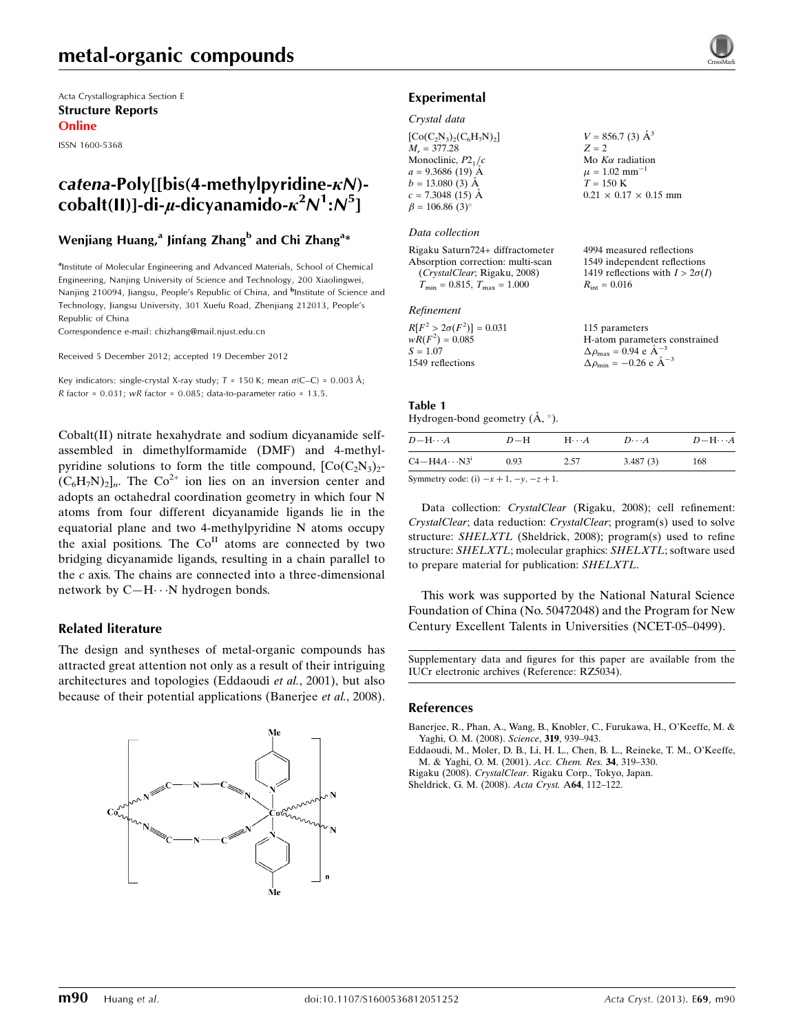# metal-organic compounds

Acta Crystallographica Section E
**Structure Reports**
**Online**

ISSN 1600-5368

## *catena*-Poly[[bis(4-methylpyridine-$\kappa N$)-cobalt(II)]-di-$\mu$-dicyanamido-$\kappa^2 N^1$:$N^5$]

**Wenjiang Huang,[a] Jinfang Zhang[b] and Chi Zhang[a]***

[a]Institute of Molecular Engineering and Advanced Materials, School of Chemical Engineering, Nanjing University of Science and Technology, 200 Xiaolingwei, Nanjing 210094, Jiangsu, People's Republic of China, and [b]Institute of Science and Technology, Jiangsu University, 301 Xuefu Road, Zhenjiang 212013, People's Republic of China
Correspondence e-mail: chizhang@mail.njust.edu.cn

Received 5 December 2012; accepted 19 December 2012

Key indicators: single-crystal X-ray study; $T$ = 150 K; mean $\sigma$(C–C) = 0.003 Å; $R$ factor = 0.031; $wR$ factor = 0.085; data-to-parameter ratio = 13.5.

Cobalt(II) nitrate hexahydrate and sodium dicyanamide self-assembled in dimethylformamide (DMF) and 4-methylpyridine solutions to form the title compound, $[Co(C_2N_3)_2(C_6H_7N)_2]_n$. The $Co^{2+}$ ion lies on an inversion center and adopts an octahedral coordination geometry in which four N atoms from four different dicyanamide ligands lie in the equatorial plane and two 4-methylpyridine N atoms occupy the axial positions. The $Co^{II}$ atoms are connected by two bridging dicyanamide ligands, resulting in a chain parallel to the $c$ axis. The chains are connected into a three-dimensional network by C—H⋯N hydrogen bonds.

### Related literature

The design and syntheses of metal-organic compounds has attracted great attention not only as a result of their intriguing architectures and topologies (Eddaoudi *et al.*, 2001), but also because of their potential applications (Banerjee *et al.*, 2008).

## Experimental

### *Crystal data*

$[Co(C_2N_3)_2(C_6H_7N)_2]$
$M_r$ = 377.28
Monoclinic, $P2_1/c$
$a$ = 9.3686 (19) Å
$b$ = 13.080 (3) Å
$c$ = 7.3048 (15) Å
$\beta$ = 106.86 (3)°
$V$ = 856.7 (3) Å$^3$
$Z$ = 2
Mo $K\alpha$ radiation
$\mu$ = 1.02 mm$^{-1}$
$T$ = 150 K
0.21 × 0.17 × 0.15 mm

### *Data collection*

Rigaku Saturn724+ diffractometer
Absorption correction: multi-scan (*CrystalClear*; Rigaku, 2008)
$T_{min}$ = 0.815, $T_{max}$ = 1.000
4994 measured reflections
1549 independent reflections
1419 reflections with $I > 2\sigma(I)$
$R_{int}$ = 0.016

### *Refinement*

$R[F^2 > 2\sigma(F^2)]$ = 0.031
$wR(F^2)$ = 0.085
$S$ = 1.07
1549 reflections
115 parameters
H-atom parameters constrained
$\Delta\rho_{max}$ = 0.94 e Å$^{-3}$
$\Delta\rho_{min}$ = −0.26 e Å$^{-3}$

**Table 1**
Hydrogen-bond geometry (Å, °).

| $D$—H⋯$A$ | $D$—H | H⋯$A$ | $D$⋯$A$ | $D$—H⋯$A$ |
|---|---|---|---|---|
| C4—H4$A$⋯N3$^{i}$ | 0.93 | 2.57 | 3.487 (3) | 168 |

Symmetry code: (i) $-x+1, -y, -z+1$.

Data collection: *CrystalClear* (Rigaku, 2008); cell refinement: *CrystalClear*; data reduction: *CrystalClear*; program(s) used to solve structure: *SHELXTL* (Sheldrick, 2008); program(s) used to refine structure: *SHELXTL*; molecular graphics: *SHELXTL*; software used to prepare material for publication: *SHELXTL*.

This work was supported by the National Natural Science Foundation of China (No. 50472048) and the Program for New Century Excellent Talents in Universities (NCET-05–0499).

Supplementary data and figures for this paper are available from the IUCr electronic archives (Reference: RZ5034).

### References

Banerjee, R., Phan, A., Wang, B., Knobler, C., Furukawa, H., O'Keeffe, M. & Yaghi, O. M. (2008). *Science*, **319**, 939–943.
Eddaoudi, M., Moler, D. B., Li, H. L., Chen, B. L., Reineke, T. M., O'Keeffe, M. & Yaghi, O. M. (2001). *Acc. Chem. Res.* **34**, 319–330.
Rigaku (2008). *CrystalClear*. Rigaku Corp., Tokyo, Japan.
Sheldrick, G. M. (2008). *Acta Cryst.* A**64**, 112–122.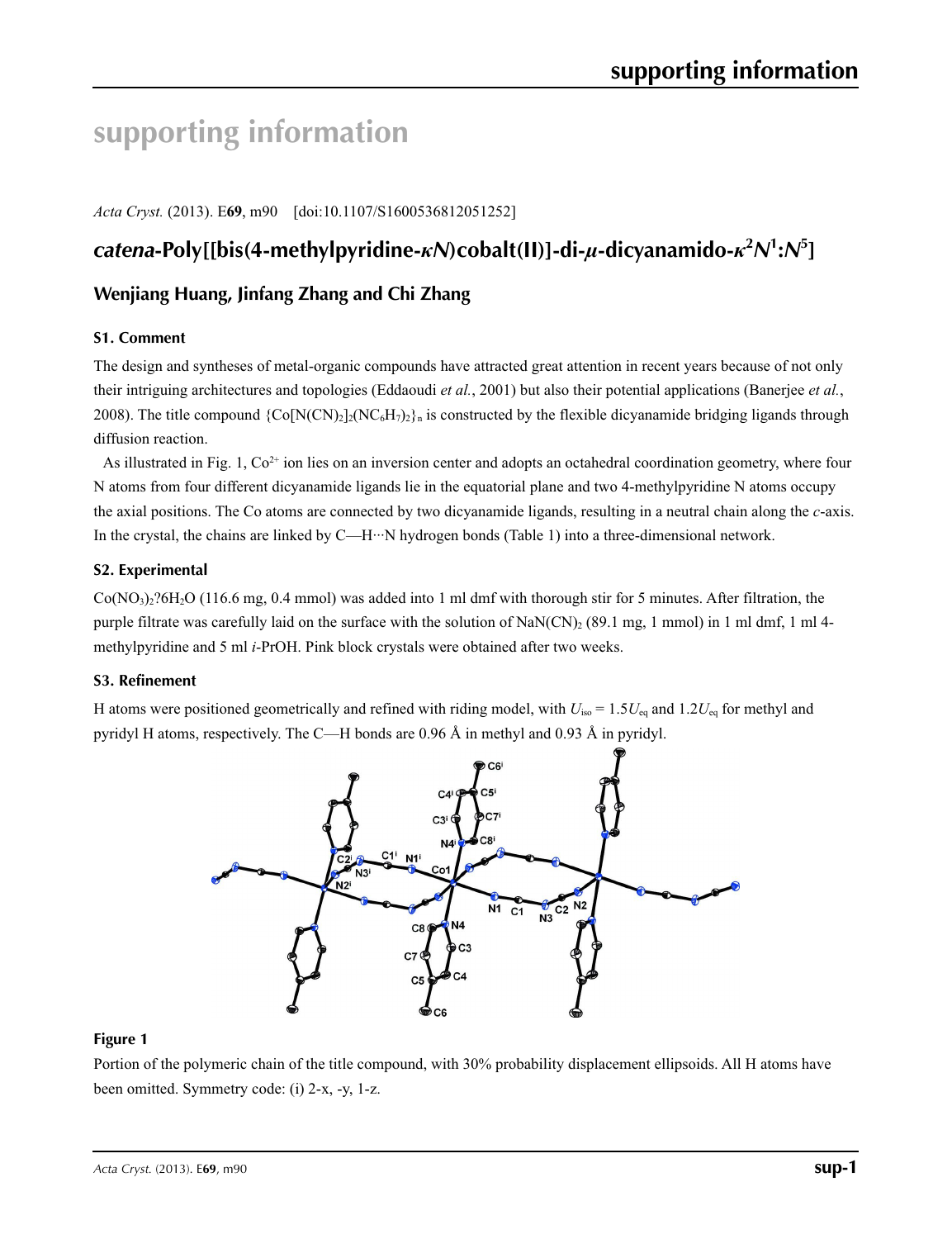# supporting information

*Acta Cryst.* (2013). E**69**, m90 [doi:10.1107/S1600536812051252]

## *catena*-Poly[[bis(4-methylpyridine-κ*N*)cobalt(II)]-di-μ-dicyanamido-κ$^2$*N*$^1$:*N*$^5$]

### Wenjiang Huang, Jinfang Zhang and Chi Zhang

#### S1. Comment

The design and syntheses of metal-organic compounds have attracted great attention in recent years because of not only their intriguing architectures and topologies (Eddaoudi *et al.*, 2001) but also their potential applications (Banerjee *et al.*, 2008). The title compound $\{Co[N(CN)_2]_2(NC_6H_7)_2\}_n$ is constructed by the flexible dicyanamide bridging ligands through diffusion reaction.

As illustrated in Fig. 1, $Co^{2+}$ ion lies on an inversion center and adopts an octahedral coordination geometry, where four N atoms from four different dicyanamide ligands lie in the equatorial plane and two 4-methylpyridine N atoms occupy the axial positions. The Co atoms are connected by two dicyanamide ligands, resulting in a neutral chain along the *c*-axis. In the crystal, the chains are linked by C—H···N hydrogen bonds (Table 1) into a three-dimensional network.

#### S2. Experimental

$Co(NO_3)_2$?$6H_2O$ (116.6 mg, 0.4 mmol) was added into 1 ml dmf with thorough stir for 5 minutes. After filtration, the purple filtrate was carefully laid on the surface with the solution of $NaN(CN)_2$ (89.1 mg, 1 mmol) in 1 ml dmf, 1 ml 4-methylpyridine and 5 ml *i*-PrOH. Pink block crystals were obtained after two weeks.

#### S3. Refinement

H atoms were positioned geometrically and refined with riding model, with $U_{iso} = 1.5U_{eq}$ and $1.2U_{eq}$ for methyl and pyridyl H atoms, respectively. The C—H bonds are 0.96 Å in methyl and 0.93 Å in pyridyl.

C6$^i$
C4$^i$
C5$^i$
C3$^i$
C7$^i$
N4$^i$
C8$^i$
C2$^i$
C1$^i$
N1$^i$
N3$^i$
Co1
N2$^i$
N1
C1
N3
C2
N2
C8
N4
C3
C7
C5
C4
C6

**Figure 1**

Portion of the polymeric chain of the title compound, with 30% probability displacement ellipsoids. All H atoms have been omitted. Symmetry code: (i) 2-x, -y, 1-z.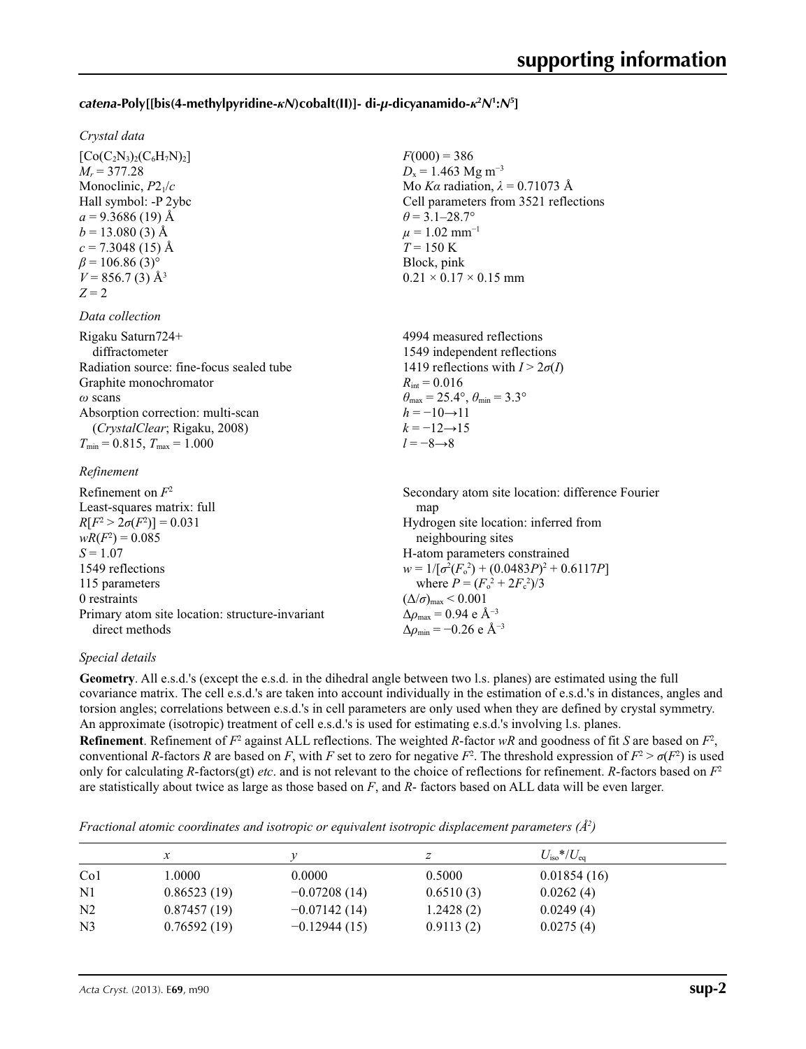### *catena*-Poly[[bis(4-methylpyridine-κ*N*)cobalt(II)]- di-μ-dicyanamido-κ$^2N^1$:$N^5$]

*Crystal data*

| | |
|---|---|
| $[Co(C_2N_3)_2(C_6H_7N)_2]$ | $F(000) = 386$ |
| $M_r = 377.28$ | $D_x = 1.463$ Mg m$^{-3}$ |
| Monoclinic, $P2_1/c$ | Mo $K\alpha$ radiation, $\lambda = 0.71073$ Å |
| Hall symbol: -P 2ybc | Cell parameters from 3521 reflections |
| $a = 9.3686$ (19) Å | $\theta = 3.1$–28.7° |
| $b = 13.080$ (3) Å | $\mu = 1.02$ mm$^{-1}$ |
| $c = 7.3048$ (15) Å | $T = 150$ K |
| $\beta = 106.86$ (3)° | Block, pink |
| $V = 856.7$ (3) Å$^3$ | $0.21 \times 0.17 \times 0.15$ mm |
| $Z = 2$ | |

*Data collection*

| | |
|---|---|
| Rigaku Saturn724+ diffractometer | 4994 measured reflections |
| Radiation source: fine-focus sealed tube | 1549 independent reflections |
| Graphite monochromator | 1419 reflections with $I > 2\sigma(I)$ |
| ω scans | $R_{int} = 0.016$ |
| Absorption correction: multi-scan (*CrystalClear*; Rigaku, 2008) | $\theta_{max} = 25.4°$, $\theta_{min} = 3.3°$ |
| $T_{min} = 0.815$, $T_{max} = 1.000$ | $h = -10 \rightarrow 11$ |
| | $k = -12 \rightarrow 15$ |
| | $l = -8 \rightarrow 8$ |

*Refinement*

| | |
|---|---|
| Refinement on $F^2$ | Secondary atom site location: difference Fourier map |
| Least-squares matrix: full | Hydrogen site location: inferred from neighbouring sites |
| $R[F^2 > 2\sigma(F^2)] = 0.031$ | H-atom parameters constrained |
| $wR(F^2) = 0.085$ | $w = 1/[\sigma^2(F_o^2) + (0.0483P)^2 + 0.6117P]$ where $P = (F_o^2 + 2F_c^2)/3$ |
| $S = 1.07$ | $(\Delta/\sigma)_{max} < 0.001$ |
| 1549 reflections | $\Delta\rho_{max} = 0.94$ e Å$^{-3}$ |
| 115 parameters | $\Delta\rho_{min} = -0.26$ e Å$^{-3}$ |
| 0 restraints | |
| Primary atom site location: structure-invariant direct methods | |

*Special details*

**Geometry**. All e.s.d.'s (except the e.s.d. in the dihedral angle between two l.s. planes) are estimated using the full covariance matrix. The cell e.s.d.'s are taken into account individually in the estimation of e.s.d.'s in distances, angles and torsion angles; correlations between e.s.d.'s in cell parameters are only used when they are defined by crystal symmetry. An approximate (isotropic) treatment of cell e.s.d.'s is used for estimating e.s.d.'s involving l.s. planes.

**Refinement**. Refinement of $F^2$ against ALL reflections. The weighted *R*-factor *wR* and goodness of fit *S* are based on $F^2$, conventional *R*-factors *R* are based on *F*, with *F* set to zero for negative $F^2$. The threshold expression of $F^2 > \sigma(F^2)$ is used only for calculating *R*-factors(gt) *etc*. and is not relevant to the choice of reflections for refinement. *R*-factors based on $F^2$ are statistically about twice as large as those based on *F*, and *R*- factors based on ALL data will be even larger.

*Fractional atomic coordinates and isotropic or equivalent isotropic displacement parameters (Å$^2$)*

| | *x* | *y* | *z* | $U_{iso}$*/$U_{eq}$ |
|---|---|---|---|---|
| Co1 | 1.0000 | 0.0000 | 0.5000 | 0.01854 (16) |
| N1 | 0.86523 (19) | −0.07208 (14) | 0.6510 (3) | 0.0262 (4) |
| N2 | 0.87457 (19) | −0.07142 (14) | 1.2428 (2) | 0.0249 (4) |
| N3 | 0.76592 (19) | −0.12944 (15) | 0.9113 (2) | 0.0275 (4) |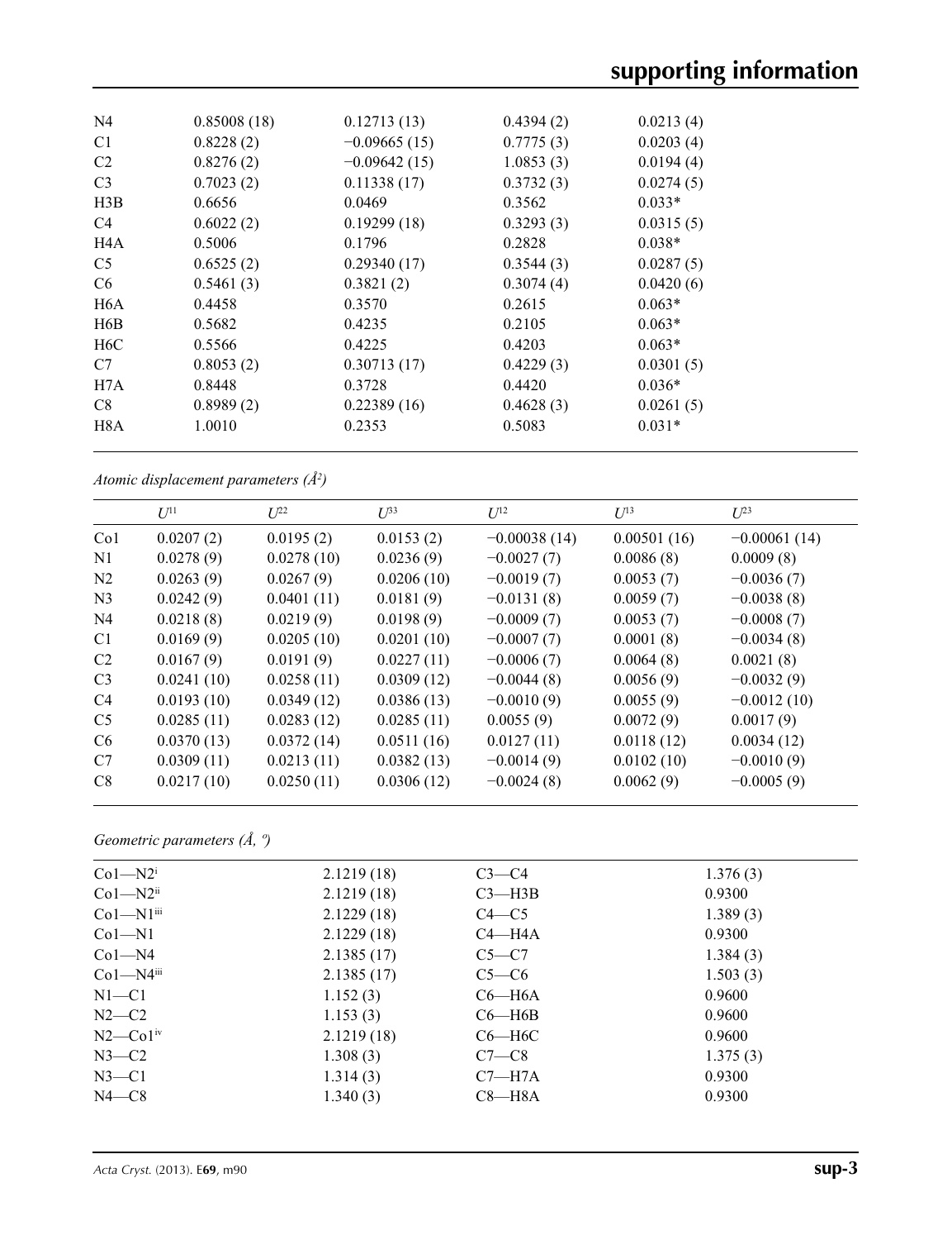| | | | | |
|---|---|---|---|---|
| N4 | 0.85008 (18) | 0.12713 (13) | 0.4394 (2) | 0.0213 (4) |
| C1 | 0.8228 (2) | −0.09665 (15) | 0.7775 (3) | 0.0203 (4) |
| C2 | 0.8276 (2) | −0.09642 (15) | 1.0853 (3) | 0.0194 (4) |
| C3 | 0.7023 (2) | 0.11338 (17) | 0.3732 (3) | 0.0274 (5) |
| H3B | 0.6656 | 0.0469 | 0.3562 | 0.033* |
| C4 | 0.6022 (2) | 0.19299 (18) | 0.3293 (3) | 0.0315 (5) |
| H4A | 0.5006 | 0.1796 | 0.2828 | 0.038* |
| C5 | 0.6525 (2) | 0.29340 (17) | 0.3544 (3) | 0.0287 (5) |
| C6 | 0.5461 (3) | 0.3821 (2) | 0.3074 (4) | 0.0420 (6) |
| H6A | 0.4458 | 0.3570 | 0.2615 | 0.063* |
| H6B | 0.5682 | 0.4235 | 0.2105 | 0.063* |
| H6C | 0.5566 | 0.4225 | 0.4203 | 0.063* |
| C7 | 0.8053 (2) | 0.30713 (17) | 0.4229 (3) | 0.0301 (5) |
| H7A | 0.8448 | 0.3728 | 0.4420 | 0.036* |
| C8 | 0.8989 (2) | 0.22389 (16) | 0.4628 (3) | 0.0261 (5) |
| H8A | 1.0010 | 0.2353 | 0.5083 | 0.031* |

*Atomic displacement parameters ($Å^2$)*

| | $U^{11}$ | $U^{22}$ | $U^{33}$ | $U^{12}$ | $U^{13}$ | $U^{23}$ |
|---|---|---|---|---|---|---|
| Co1 | 0.0207 (2) | 0.0195 (2) | 0.0153 (2) | −0.00038 (14) | 0.00501 (16) | −0.00061 (14) |
| N1 | 0.0278 (9) | 0.0278 (10) | 0.0236 (9) | −0.0027 (7) | 0.0086 (8) | 0.0009 (8) |
| N2 | 0.0263 (9) | 0.0267 (9) | 0.0206 (10) | −0.0019 (7) | 0.0053 (7) | −0.0036 (7) |
| N3 | 0.0242 (9) | 0.0401 (11) | 0.0181 (9) | −0.0131 (8) | 0.0059 (7) | −0.0038 (8) |
| N4 | 0.0218 (8) | 0.0219 (9) | 0.0198 (9) | −0.0009 (7) | 0.0053 (7) | −0.0008 (7) |
| C1 | 0.0169 (9) | 0.0205 (10) | 0.0201 (10) | −0.0007 (7) | 0.0001 (8) | −0.0034 (8) |
| C2 | 0.0167 (9) | 0.0191 (9) | 0.0227 (11) | −0.0006 (7) | 0.0064 (8) | 0.0021 (8) |
| C3 | 0.0241 (10) | 0.0258 (11) | 0.0309 (12) | −0.0044 (8) | 0.0056 (9) | −0.0032 (9) |
| C4 | 0.0193 (10) | 0.0349 (12) | 0.0386 (13) | −0.0010 (9) | 0.0055 (9) | −0.0012 (10) |
| C5 | 0.0285 (11) | 0.0283 (12) | 0.0285 (11) | 0.0055 (9) | 0.0072 (9) | 0.0017 (9) |
| C6 | 0.0370 (13) | 0.0372 (14) | 0.0511 (16) | 0.0127 (11) | 0.0118 (12) | 0.0034 (12) |
| C7 | 0.0309 (11) | 0.0213 (11) | 0.0382 (13) | −0.0014 (9) | 0.0102 (10) | −0.0010 (9) |
| C8 | 0.0217 (10) | 0.0250 (11) | 0.0306 (12) | −0.0024 (8) | 0.0062 (9) | −0.0005 (9) |

*Geometric parameters (Å, º)*

| | | | |
|---|---|---|---|
| Co1—N2[i] | 2.1219 (18) | C3—C4 | 1.376 (3) |
| Co1—N2[ii] | 2.1219 (18) | C3—H3B | 0.9300 |
| Co1—N1[iii] | 2.1229 (18) | C4—C5 | 1.389 (3) |
| Co1—N1 | 2.1229 (18) | C4—H4A | 0.9300 |
| Co1—N4 | 2.1385 (17) | C5—C7 | 1.384 (3) |
| Co1—N4[iii] | 2.1385 (17) | C5—C6 | 1.503 (3) |
| N1—C1 | 1.152 (3) | C6—H6A | 0.9600 |
| N2—C2 | 1.153 (3) | C6—H6B | 0.9600 |
| N2—Co1[iv] | 2.1219 (18) | C6—H6C | 0.9600 |
| N3—C2 | 1.308 (3) | C7—C8 | 1.375 (3) |
| N3—C1 | 1.314 (3) | C7—H7A | 0.9300 |
| N4—C8 | 1.340 (3) | C8—H8A | 0.9300 |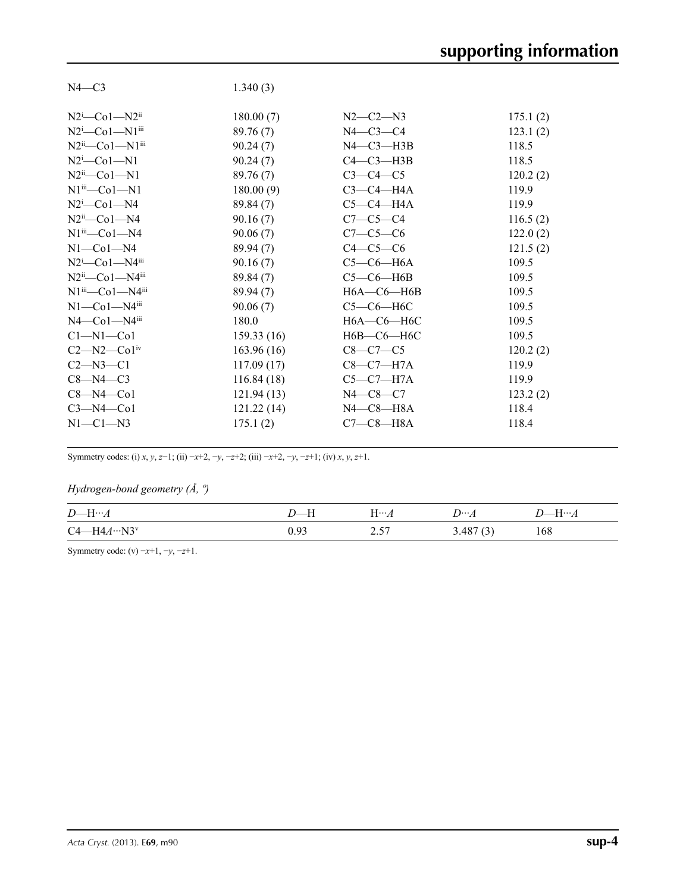| | | | |
|---|---|---|---|
| N4—C3 | 1.340 (3) | | |
| | | | |
| N2$^{i}$—Co1—N2$^{ii}$ | 180.00 (7) | N2—C2—N3 | 175.1 (2) |
| N2$^{i}$—Co1—N1$^{iii}$ | 89.76 (7) | N4—C3—C4 | 123.1 (2) |
| N2$^{ii}$—Co1—N1$^{iii}$ | 90.24 (7) | N4—C3—H3B | 118.5 |
| N2$^{i}$—Co1—N1 | 90.24 (7) | C4—C3—H3B | 118.5 |
| N2$^{ii}$—Co1—N1 | 89.76 (7) | C3—C4—C5 | 120.2 (2) |
| N1$^{iii}$—Co1—N1 | 180.00 (9) | C3—C4—H4A | 119.9 |
| N2$^{i}$—Co1—N4 | 89.84 (7) | C5—C4—H4A | 119.9 |
| N2$^{ii}$—Co1—N4 | 90.16 (7) | C7—C5—C4 | 116.5 (2) |
| N1$^{iii}$—Co1—N4 | 90.06 (7) | C7—C5—C6 | 122.0 (2) |
| N1—Co1—N4 | 89.94 (7) | C4—C5—C6 | 121.5 (2) |
| N2$^{i}$—Co1—N4$^{iii}$ | 90.16 (7) | C5—C6—H6A | 109.5 |
| N2$^{ii}$—Co1—N4$^{iii}$ | 89.84 (7) | C5—C6—H6B | 109.5 |
| N1$^{iii}$—Co1—N4$^{iii}$ | 89.94 (7) | H6A—C6—H6B | 109.5 |
| N1—Co1—N4$^{iii}$ | 90.06 (7) | C5—C6—H6C | 109.5 |
| N4—Co1—N4$^{iii}$ | 180.0 | H6A—C6—H6C | 109.5 |
| C1—N1—Co1 | 159.33 (16) | H6B—C6—H6C | 109.5 |
| C2—N2—Co1$^{iv}$ | 163.96 (16) | C8—C7—C5 | 120.2 (2) |
| C2—N3—C1 | 117.09 (17) | C8—C7—H7A | 119.9 |
| C8—N4—C3 | 116.84 (18) | C5—C7—H7A | 119.9 |
| C8—N4—Co1 | 121.94 (13) | N4—C8—C7 | 123.2 (2) |
| C3—N4—Co1 | 121.22 (14) | N4—C8—H8A | 118.4 |
| N1—C1—N3 | 175.1 (2) | C7—C8—H8A | 118.4 |

Symmetry codes: (i) *x*, *y*, *z*−1; (ii) −*x*+2, −*y*, −*z*+2; (iii) −*x*+2, −*y*, −*z*+1; (iv) *x*, *y*, *z*+1.

*Hydrogen-bond geometry (Å, º)*

| *D*—H···*A* | *D*—H | H···*A* | *D*···*A* | *D*—H···*A* |
|---|---|---|---|---|
| C4—H4*A*···N3$^{v}$ | 0.93 | 2.57 | 3.487 (3) | 168 |

Symmetry code: (v) −*x*+1, −*y*, −*z*+1.